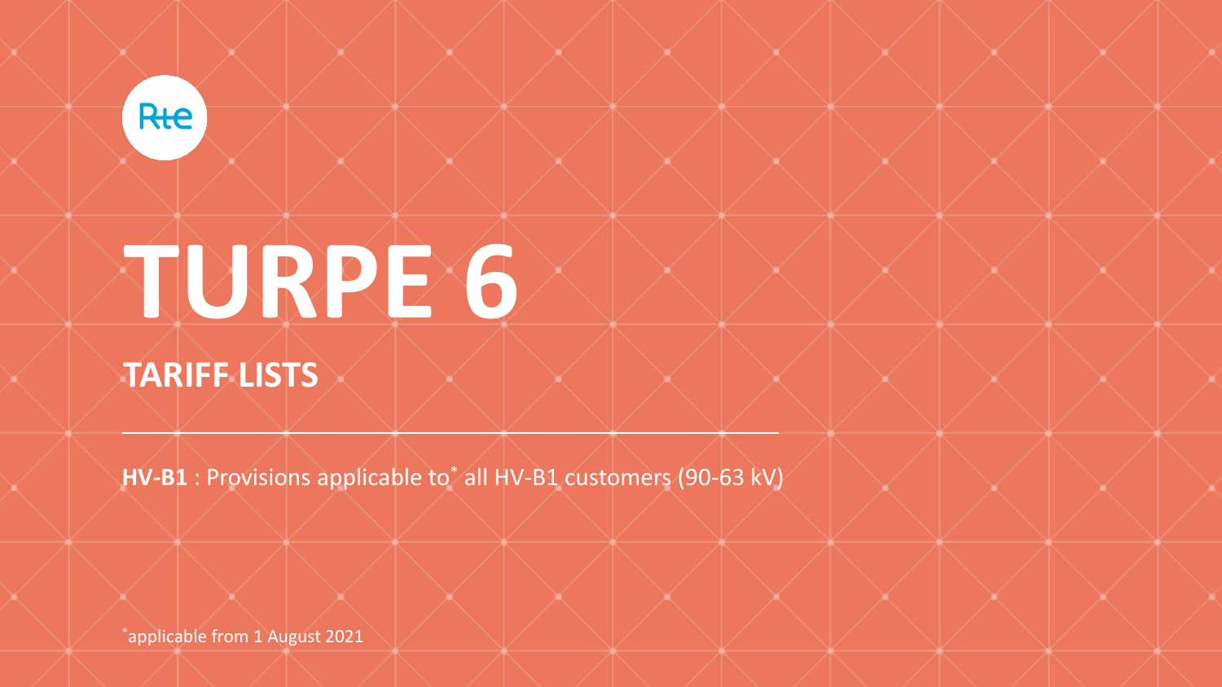Rte

# TURPE 6

## TARIFF LISTS

**HV-B1** : Provisions applicable to* all HV-B1 customers (90-63 kV)

*applicable from 1 August 2021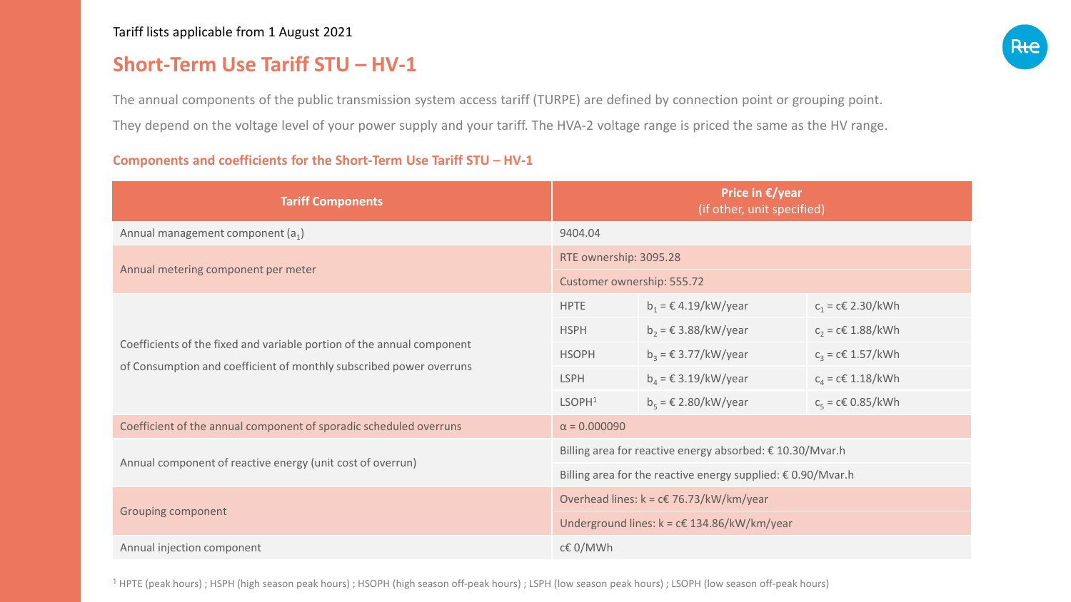Tariff lists applicable from 1 August 2021

# Short-Term Use Tariff STU – HV-1

The annual components of the public transmission system access tariff (TURPE) are defined by connection point or grouping point.

They depend on the voltage level of your power supply and your tariff. The HVA-2 voltage range is priced the same as the HV range.

### Components and coefficients for the Short-Term Use Tariff STU – HV-1

| Tariff Components | Price in €/year (if other, unit specified) | | |
|---|---|---|---|
| Annual management component ($a_1$) | 9404.04 | | |
| Annual metering component per meter | RTE ownership: 3095.28 | | |
| | Customer ownership: 555.72 | | |
| Coefficients of the fixed and variable portion of the annual component of Consumption and coefficient of monthly subscribed power overruns | HPTE | $b_1$ = € 4.19/kW/year | $c_1$ = c€ 2.30/kWh |
| | HSPH | $b_2$ = € 3.88/kW/year | $c_2$ = c€ 1.88/kWh |
| | HSOPH | $b_3$ = € 3.77/kW/year | $c_3$ = c€ 1.57/kWh |
| | LSPH | $b_4$ = € 3.19/kW/year | $c_4$ = c€ 1.18/kWh |
| | LSOPH[1] | $b_5$ = € 2.80/kW/year | $c_5$ = c€ 0.85/kWh |
| Coefficient of the annual component of sporadic scheduled overruns | $\alpha$ = 0.000090 | | |
| Annual component of reactive energy (unit cost of overrun) | Billing area for reactive energy absorbed: € 10.30/Mvar.h | | |
| | Billing area for the reactive energy supplied: € 0.90/Mvar.h | | |
| Grouping component | Overhead lines: k = c€ 76.73/kW/km/year | | |
| | Underground lines: k = c€ 134.86/kW/km/year | | |
| Annual injection component | c€ 0/MWh | | |

[1] HPTE (peak hours) ; HSPH (high season peak hours) ; HSOPH (high season off-peak hours) ; LSPH (low season peak hours) ; LSOPH (low season off-peak hours)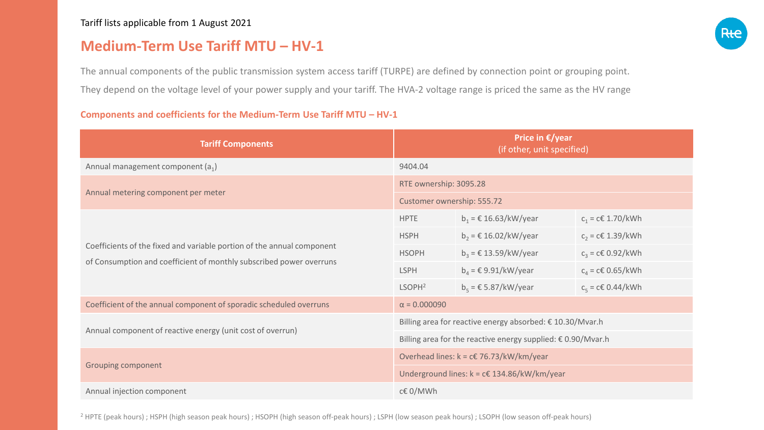Tariff lists applicable from 1 August 2021

# Medium-Term Use Tariff MTU – HV-1

The annual components of the public transmission system access tariff (TURPE) are defined by connection point or grouping point.

They depend on the voltage level of your power supply and your tariff. The HVA-2 voltage range is priced the same as the HV range

### Components and coefficients for the Medium-Term Use Tariff MTU – HV-1

| Tariff Components | Price in €/year (if other, unit specified) | | |
|---|---|---|---|
| Annual management component ($a_1$) | 9404.04 | | |
| Annual metering component per meter | RTE ownership: 3095.28 | | |
| | Customer ownership: 555.72 | | |
| Coefficients of the fixed and variable portion of the annual component of Consumption and coefficient of monthly subscribed power overruns | HPTE | $b_1$ = € 16.63/kW/year | $c_1$ = c€ 1.70/kWh |
| | HSPH | $b_2$ = € 16.02/kW/year | $c_2$ = c€ 1.39/kWh |
| | HSOPH | $b_3$ = € 13.59/kW/year | $c_3$ = c€ 0.92/kWh |
| | LSPH | $b_4$ = € 9.91/kW/year | $c_4$ = c€ 0.65/kWh |
| | LSOPH[2] | $b_5$ = € 5.87/kW/year | $c_5$ = c€ 0.44/kWh |
| Coefficient of the annual component of sporadic scheduled overruns | $\alpha$ = 0.000090 | | |
| Annual component of reactive energy (unit cost of overrun) | Billing area for reactive energy absorbed: € 10.30/Mvar.h | | |
| | Billing area for the reactive energy supplied: € 0.90/Mvar.h | | |
| Grouping component | Overhead lines: k = c€ 76.73/kW/km/year | | |
| | Underground lines: k = c€ 134.86/kW/km/year | | |
| Annual injection component | c€ 0/MWh | | |

[2] HPTE (peak hours) ; HSPH (high season peak hours) ; HSOPH (high season off-peak hours) ; LSPH (low season peak hours) ; LSOPH (low season off-peak hours)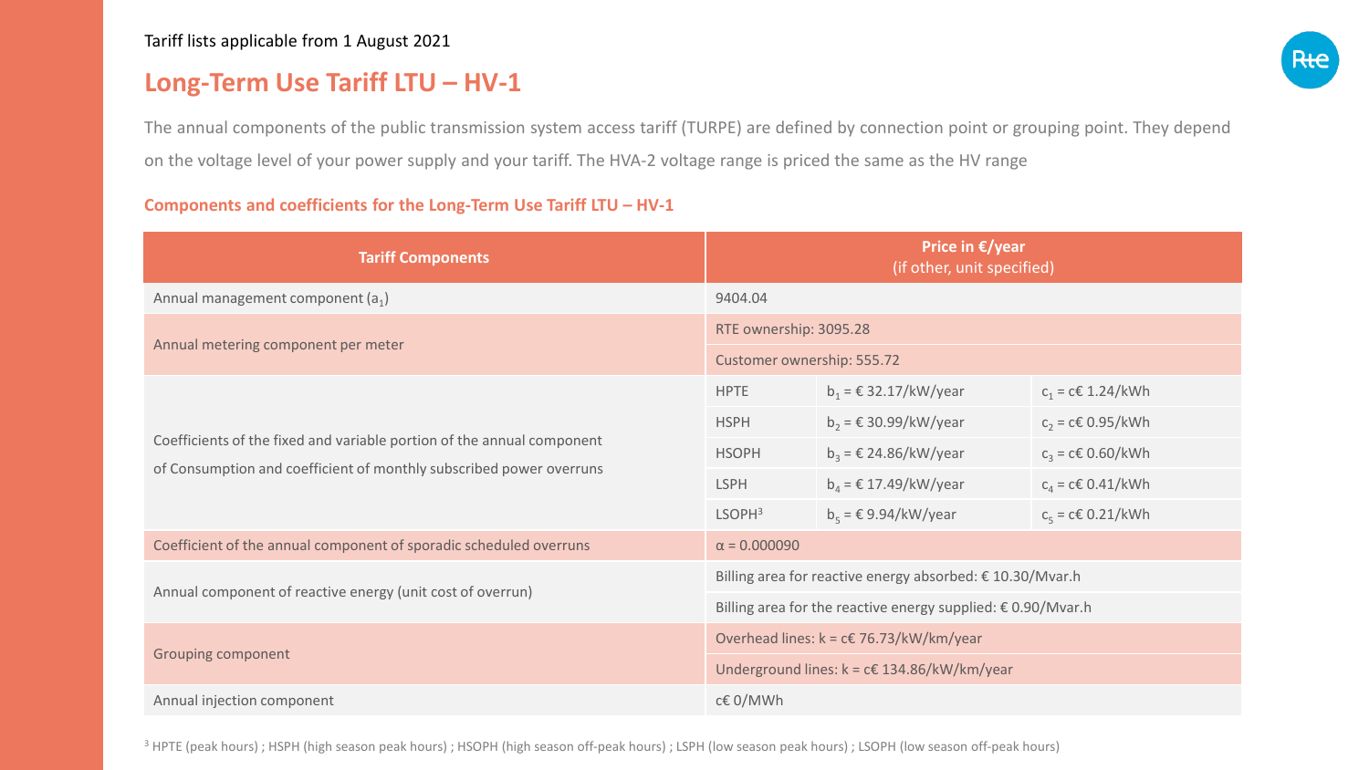Tariff lists applicable from 1 August 2021

# Long-Term Use Tariff LTU – HV-1

The annual components of the public transmission system access tariff (TURPE) are defined by connection point or grouping point. They depend on the voltage level of your power supply and your tariff. The HVA-2 voltage range is priced the same as the HV range

### Components and coefficients for the Long-Term Use Tariff LTU – HV-1

| Tariff Components | Price in €/year (if other, unit specified) | | |
|---|---|---|---|
| Annual management component ($a_1$) | 9404.04 | | |
| Annual metering component per meter | RTE ownership: 3095.28 | | |
| | Customer ownership: 555.72 | | |
| Coefficients of the fixed and variable portion of the annual component of Consumption and coefficient of monthly subscribed power overruns | HPTE | $b_1$ = € 32.17/kW/year | $c_1$ = c€ 1.24/kWh |
| | HSPH | $b_2$ = € 30.99/kW/year | $c_2$ = c€ 0.95/kWh |
| | HSOPH | $b_3$ = € 24.86/kW/year | $c_3$ = c€ 0.60/kWh |
| | LSPH | $b_4$ = € 17.49/kW/year | $c_4$ = c€ 0.41/kWh |
| | LSOPH[3] | $b_5$ = € 9.94/kW/year | $c_5$ = c€ 0.21/kWh |
| Coefficient of the annual component of sporadic scheduled overruns | $\alpha$ = 0.000090 | | |
| Annual component of reactive energy (unit cost of overrun) | Billing area for reactive energy absorbed: € 10.30/Mvar.h | | |
| | Billing area for the reactive energy supplied: € 0.90/Mvar.h | | |
| Grouping component | Overhead lines: k = c€ 76.73/kW/km/year | | |
| | Underground lines: k = c€ 134.86/kW/km/year | | |
| Annual injection component | c€ 0/MWh | | |

[3] HPTE (peak hours) ; HSPH (high season peak hours) ; HSOPH (high season off-peak hours) ; LSPH (low season peak hours) ; LSOPH (low season off-peak hours)